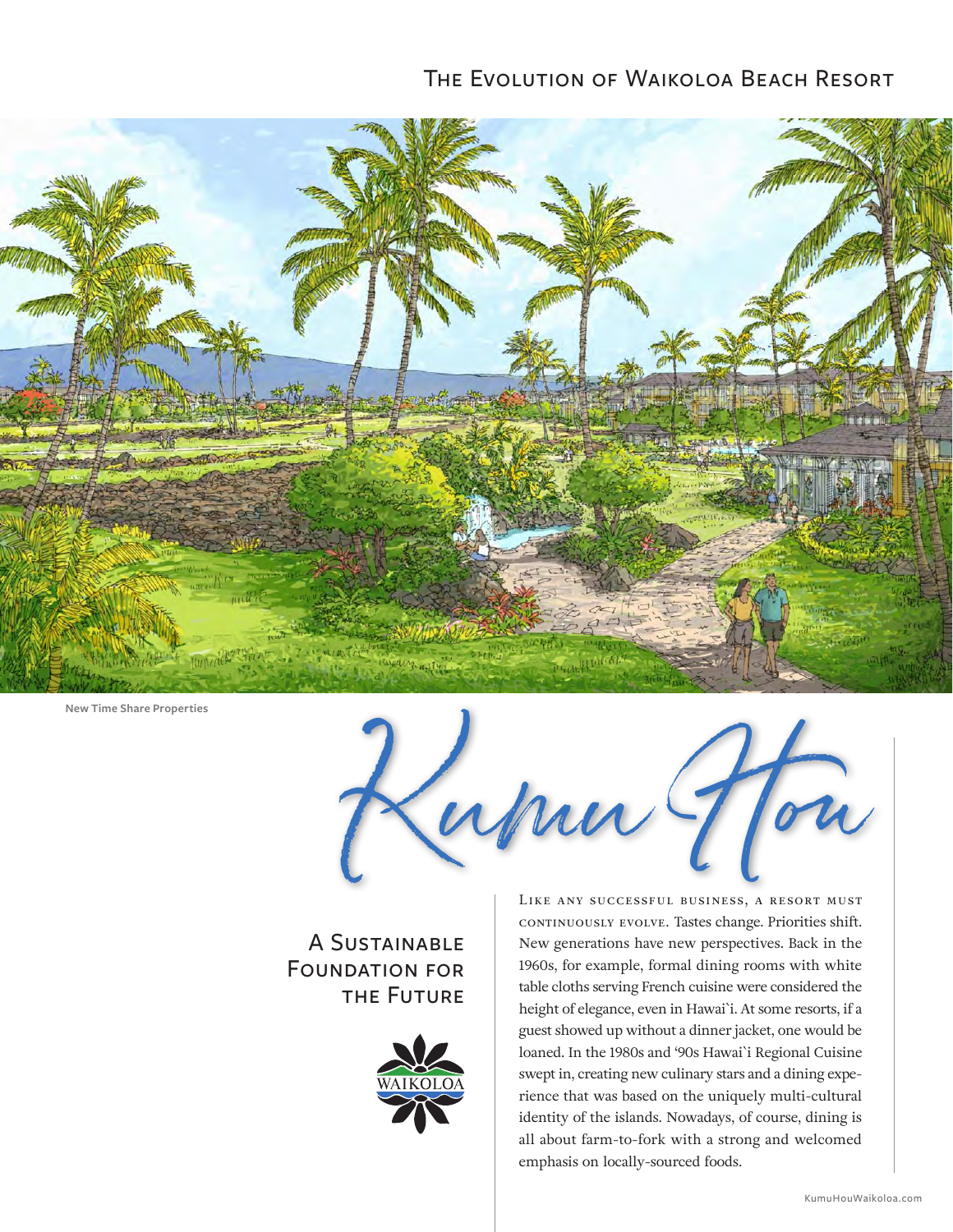# The Evolution of Waikoloa Beach Resort

New Time Share Properties

# Kumu Hou

## A Sustainable Foundation for the Future

WAIKOLOA

Like any successful business, a resort must continuously evolve. Tastes change. Priorities shift. New generations have new perspectives. Back in the 1960s, for example, formal dining rooms with white table cloths serving French cuisine were considered the height of elegance, even in Hawai`i. At some resorts, if a guest showed up without a dinner jacket, one would be loaned. In the 1980s and '90s Hawai`i Regional Cuisine swept in, creating new culinary stars and a dining experience that was based on the uniquely multi-cultural identity of the islands. Nowadays, of course, dining is all about farm-to-fork with a strong and welcomed emphasis on locally-sourced foods.

KumuHouWaikoloa.com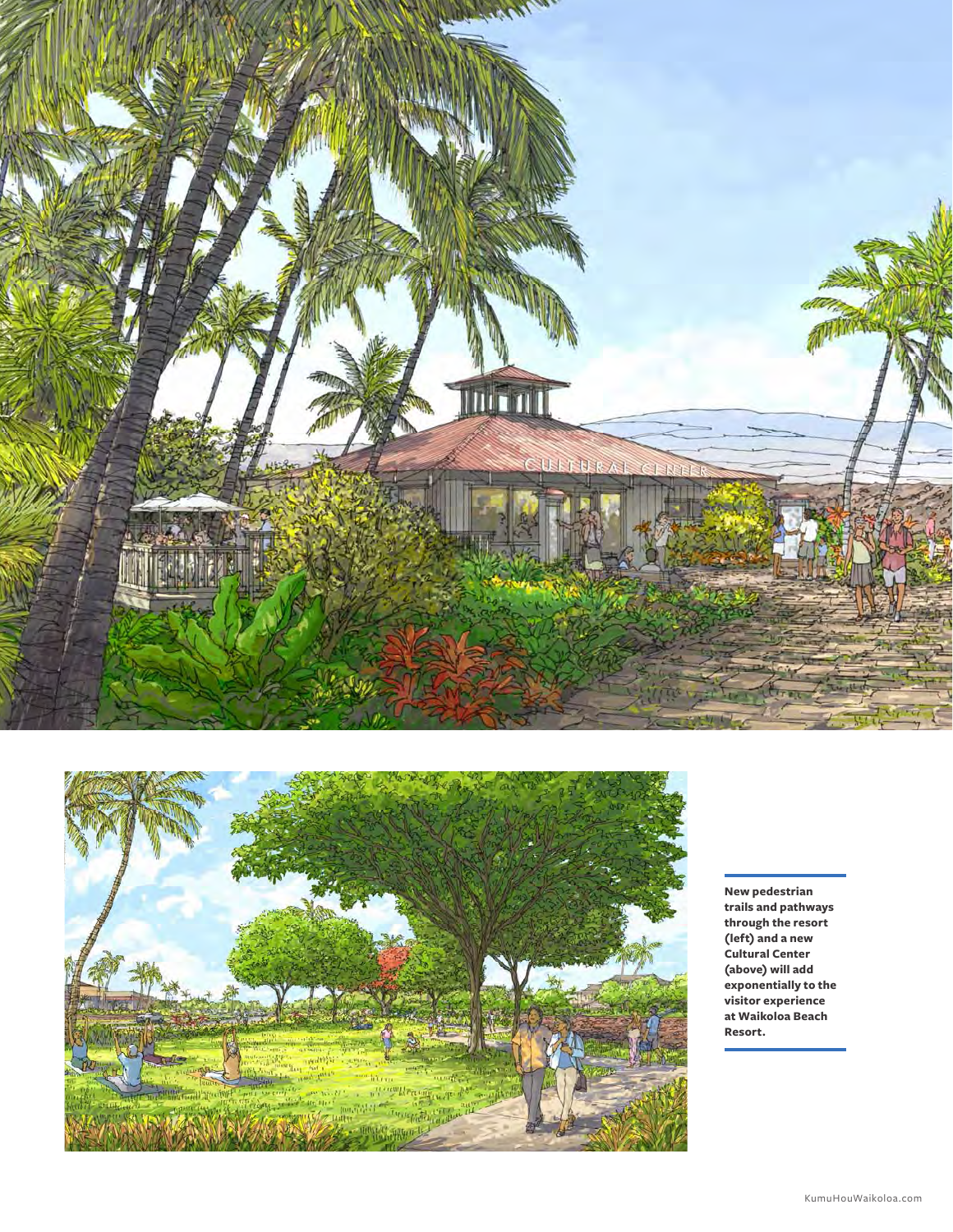**New pedestrian trails and pathways through the resort (left) and a new Cultural Center (above) will add exponentially to the visitor experience at Waikoloa Beach Resort.**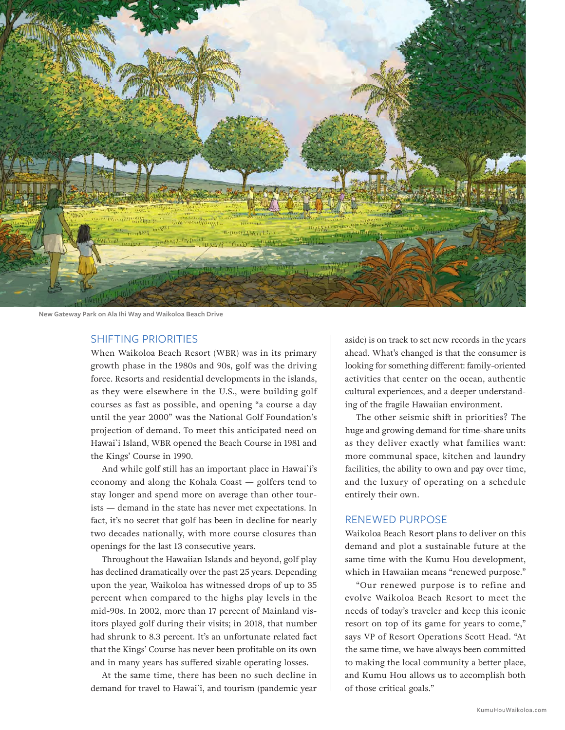New Gateway Park on Ala Ihi Way and Waikoloa Beach Drive

## SHIFTING PRIORITIES

When Waikoloa Beach Resort (WBR) was in its primary growth phase in the 1980s and 90s, golf was the driving force. Resorts and residential developments in the islands, as they were elsewhere in the U.S., were building golf courses as fast as possible, and opening "a course a day until the year 2000" was the National Golf Foundation's projection of demand. To meet this anticipated need on Hawai`i Island, WBR opened the Beach Course in 1981 and the Kings' Course in 1990.

And while golf still has an important place in Hawai`i's economy and along the Kohala Coast — golfers tend to stay longer and spend more on average than other tourists — demand in the state has never met expectations. In fact, it's no secret that golf has been in decline for nearly two decades nationally, with more course closures than openings for the last 13 consecutive years.

Throughout the Hawaiian Islands and beyond, golf play has declined dramatically over the past 25 years. Depending upon the year, Waikoloa has witnessed drops of up to 35 percent when compared to the highs play levels in the mid-90s. In 2002, more than 17 percent of Mainland visitors played golf during their visits; in 2018, that number had shrunk to 8.3 percent. It's an unfortunate related fact that the Kings' Course has never been profitable on its own and in many years has suffered sizable operating losses.

At the same time, there has been no such decline in demand for travel to Hawai`i, and tourism (pandemic year aside) is on track to set new records in the years ahead. What's changed is that the consumer is looking for something different: family-oriented activities that center on the ocean, authentic cultural experiences, and a deeper understanding of the fragile Hawaiian environment.

The other seismic shift in priorities? The huge and growing demand for time-share units as they deliver exactly what families want: more communal space, kitchen and laundry facilities, the ability to own and pay over time, and the luxury of operating on a schedule entirely their own.

## RENEWED PURPOSE

Waikoloa Beach Resort plans to deliver on this demand and plot a sustainable future at the same time with the Kumu Hou development, which in Hawaiian means "renewed purpose."

"Our renewed purpose is to refine and evolve Waikoloa Beach Resort to meet the needs of today's traveler and keep this iconic resort on top of its game for years to come," says VP of Resort Operations Scott Head. "At the same time, we have always been committed to making the local community a better place, and Kumu Hou allows us to accomplish both of those critical goals."